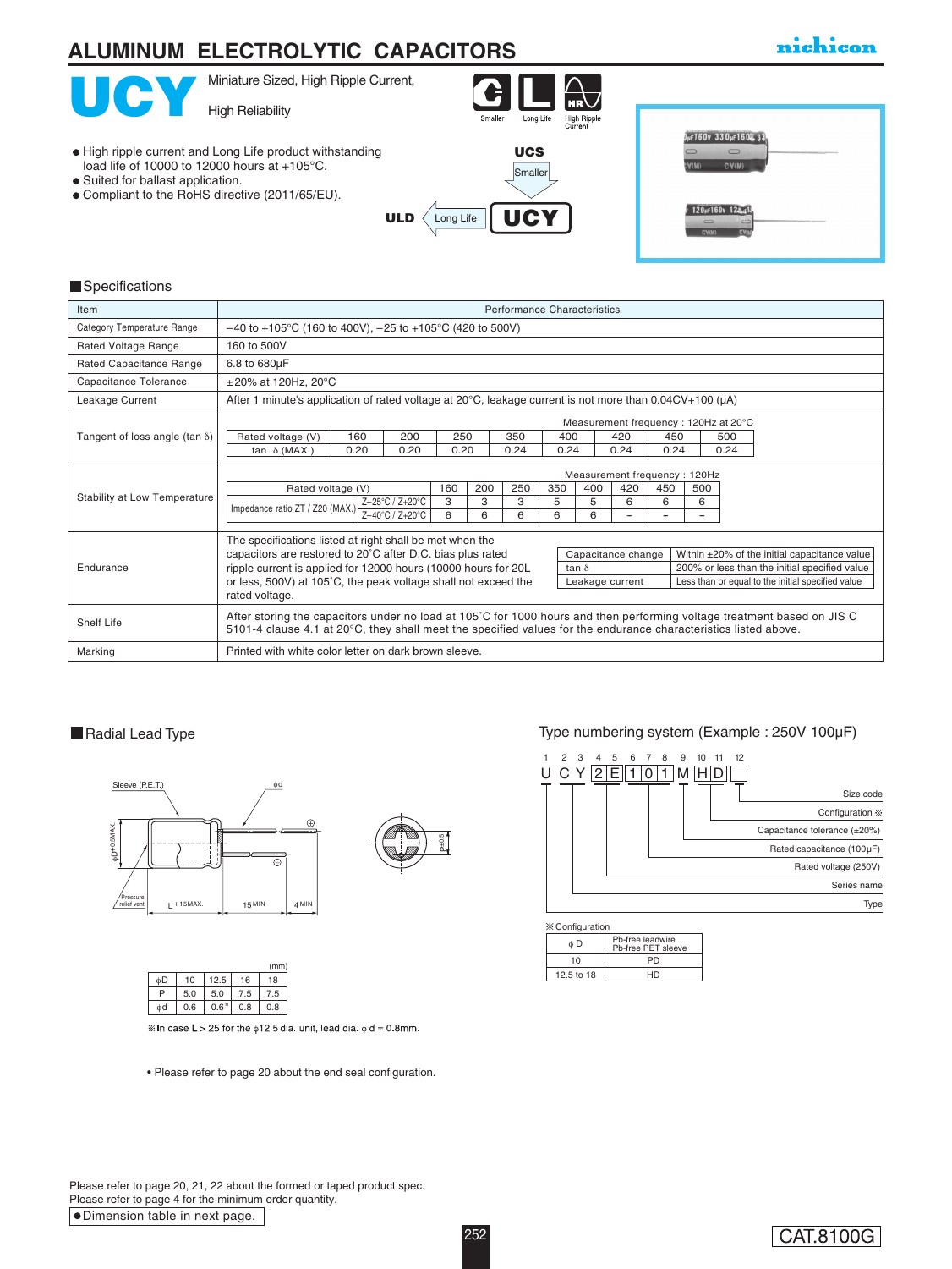# ALUMINUM ELECTROLYTIC CAPACITORS

nichicon

# UCY

Miniature Sized, High Ripple Current,

High Reliability

Smaller | Long Life | High Ripple Current

- High ripple current and Long Life product withstanding load life of 10000 to 12000 hours at +105°C.
- Suited for ballast application.
- Compliant to the RoHS directive (2011/65/EU).

UCS → Smaller → UCY
ULD ← Long Life ← UCY

## Specifications

| Item | Performance Characteristics |
|---|---|
| Category Temperature Range | −40 to +105°C (160 to 400V), −25 to +105°C (420 to 500V) |
| Rated Voltage Range | 160 to 500V |
| Rated Capacitance Range | 6.8 to 680µF |
| Capacitance Tolerance | ±20% at 120Hz, 20°C |
| Leakage Current | After 1 minute's application of rated voltage at 20°C, leakage current is not more than 0.04CV+100 (µA) |
| Tangent of loss angle (tan δ) | See table below |
| Stability at Low Temperature | See table below |
| Endurance | The specifications listed at right shall be met when the capacitors are restored to 20°C after D.C. bias plus rated ripple current is applied for 12000 hours (10000 hours for 20L or less, 500V) at 105°C, the peak voltage shall not exceed the rated voltage. |
| Shelf Life | After storing the capacitors under no load at 105°C for 1000 hours and then performing voltage treatment based on JIS C 5101-4 clause 4.1 at 20°C, they shall meet the specified values for the endurance characteristics listed above. |
| Marking | Printed with white color letter on dark brown sleeve. |

Tangent of loss angle (tan δ) — Measurement frequency : 120Hz at 20°C

| Rated voltage (V) | 160 | 200 | 250 | 350 | 400 | 420 | 450 | 500 |
|---|---|---|---|---|---|---|---|---|
| tan δ (MAX.) | 0.20 | 0.20 | 0.20 | 0.24 | 0.24 | 0.24 | 0.24 | 0.24 |

Stability at Low Temperature — Measurement frequency : 120Hz

| Rated voltage (V) | | 160 | 200 | 250 | 350 | 400 | 420 | 450 | 500 |
|---|---|---|---|---|---|---|---|---|---|
| Impedance ratio ZT / Z20 (MAX.) | Z−25°C / Z+20°C | 3 | 3 | 3 | 5 | 5 | 6 | 6 | 6 |
| | Z−40°C / Z+20°C | 6 | 6 | 6 | 6 | 6 | − | − | − |

Endurance

| Capacitance change | Within ±20% of the initial capacitance value |
|---|---|
| tan δ | 200% or less than the initial specified value |
| Leakage current | Less than or equal to the initial specified value |

## Radial Lead Type

Sleeve (P.E.T.) | φd | ⊕ | ⊖ | φD+0.5MAX. | Pressure relief vent | L+1.5MAX. | 15 MIN | 4 MIN | P±0.5

(mm)

| φD | 10 | 12.5 | 16 | 18 |
|---|---|---|---|---|
| P | 5.0 | 5.0 | 7.5 | 7.5 |
| φd | 0.6 | 0.6※ | 0.8 | 0.8 |

※In case L > 25 for the φ12.5 dia. unit, lead dia. φd = 0.8mm.

• Please refer to page 20 about the end seal configuration.

## Type numbering system (Example : 250V 100µF)

| 1 | 2 | 3 | 4 | 5 | 6 | 7 | 8 | 9 | 10 | 11 | 12 |
|---|---|---|---|---|---|---|---|---|---|---|---|
| U | C | Y | 2 | E | 1 | 0 | 1 | M | H | D | |

- 12: Size code
- 10–11: Configuration ※
- 9: Capacitance tolerance (±20%)
- 6–8: Rated capacitance (100µF)
- 4–5: Rated voltage (250V)
- 2–3: Series name
- 1: Type

※Configuration

| φD | Pb-free leadwire Pb-free PET sleeve |
|---|---|
| 10 | PD |
| 12.5 to 18 | HD |

Please refer to page 20, 21, 22 about the formed or taped product spec.
Please refer to page 4 for the minimum order quantity.

● Dimension table in next page.

CAT.8100G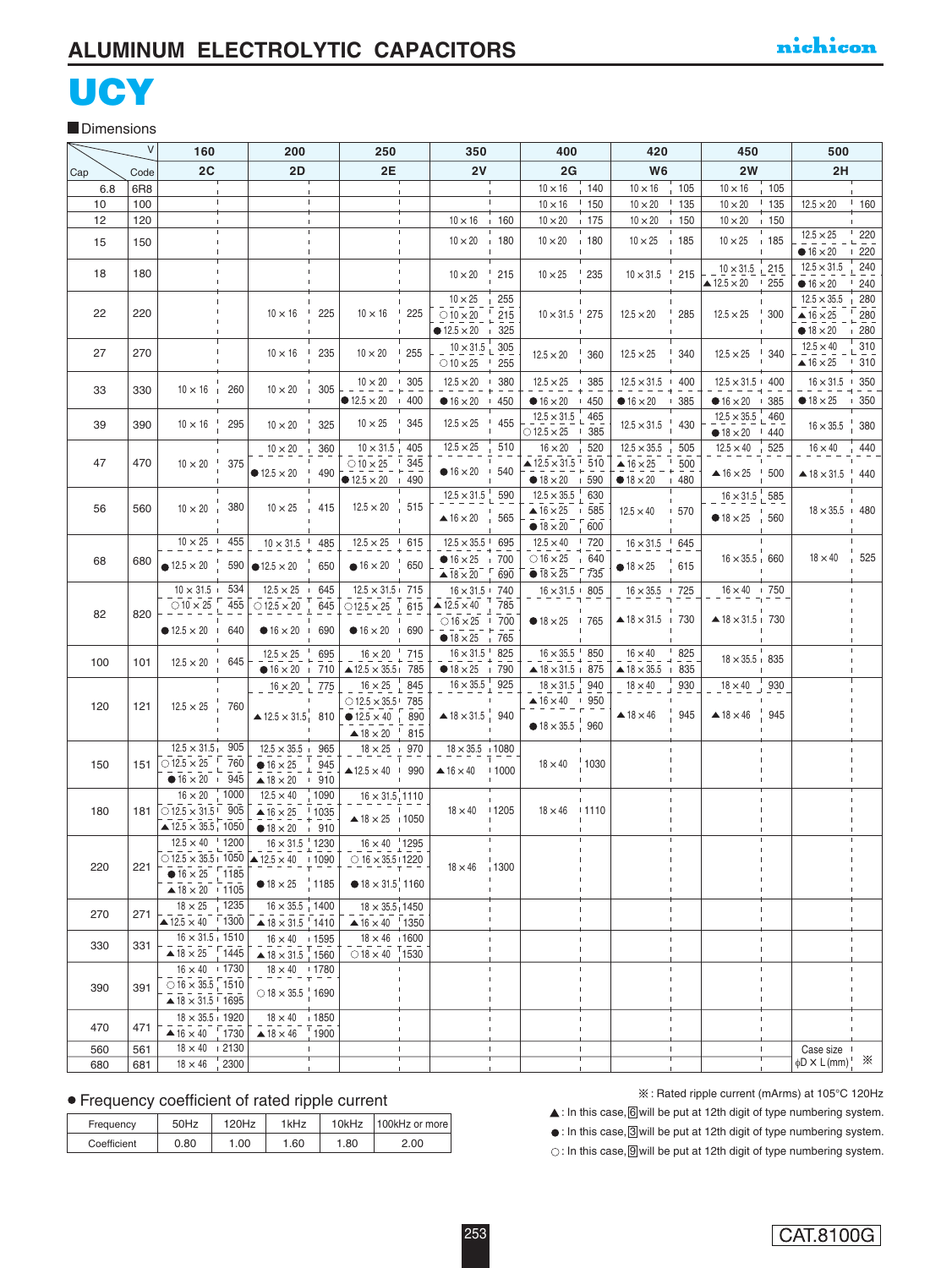# ALUMINUM ELECTROLYTIC CAPACITORS

## UCY

### Dimensions

| Cap | Code | 160 (2C) | | 200 (2D) | | 250 (2E) | | 350 (2V) | | 400 (2G) | | 420 (W6) | | 450 (2W) | | 500 (2H) | |
|---|---|---|---|---|---|---|---|---|---|---|---|---|---|---|---|---|---|
| 6.8 | 6R8 | | | | | | | | | 10 × 16 | 140 | 10 × 16 | 105 | 10 × 16 | 105 | | |
| 10 | 100 | | | | | | | | | 10 × 16 | 150 | 10 × 20 | 135 | 10 × 20 | 135 | 12.5 × 20 | 160 |
| 12 | 120 | | | | | | | 10 × 16 | 160 | 10 × 20 | 175 | 10 × 20 | 150 | 10 × 20 | 150 | | |
| 15 | 150 | | | | | | | 10 × 20 | 180 | 10 × 20 | 180 | 10 × 25 | 185 | 10 × 25 | 185 | 12.5 × 25<br>● 16 × 20 | 220<br>220 |
| 18 | 180 | | | | | | | 10 × 20 | 215 | 10 × 25 | 235 | 10 × 31.5 | 215 | 10 × 31.5<br>▲ 12.5 × 20 | 215<br>255 | 12.5 × 31.5<br>● 16 × 20 | 240<br>240 |
| 22 | 220 | | | 10 × 16 | 225 | 10 × 16 | 225 | 10 × 25<br>○ 10 × 20<br>● 12.5 × 20 | 255<br>215<br>325 | 10 × 31.5 | 275 | 12.5 × 20 | 285 | 12.5 × 25 | 300 | 12.5 × 35.5<br>▲ 16 × 25<br>● 18 × 20 | 280<br>280<br>280 |
| 27 | 270 | | | 10 × 16 | 235 | 10 × 20 | 255 | 10 × 31.5<br>○ 10 × 25 | 305<br>255 | 12.5 × 20 | 360 | 12.5 × 25 | 340 | 12.5 × 25 | 340 | 12.5 × 40<br>▲ 16 × 25 | 310<br>310 |
| 33 | 330 | 10 × 16 | 260 | 10 × 20 | 305 | 10 × 20<br>● 12.5 × 20 | 305<br>400 | 12.5 × 20<br>● 16 × 20 | 380<br>450 | 12.5 × 25<br>● 16 × 20 | 385<br>450 | 12.5 × 31.5<br>● 16 × 20 | 400<br>385 | 12.5 × 31.5<br>● 16 × 20 | 400<br>385 | 16 × 31.5<br>● 18 × 25 | 350<br>350 |
| 39 | 390 | 10 × 16 | 295 | 10 × 20 | 325 | 10 × 25 | 345 | 12.5 × 25 | 455 | 12.5 × 31.5<br>○ 12.5 × 25 | 465<br>385 | 12.5 × 31.5 | 430 | 12.5 × 35.5<br>● 18 × 20 | 460<br>440 | 16 × 35.5 | 380 |
| 47 | 470 | 10 × 20 | 375 | 10 × 20<br>● 12.5 × 20 | 360<br>490 | 10 × 31.5<br>○ 10 × 25<br>● 12.5 × 20 | 405<br>345<br>490 | 12.5 × 25<br>● 16 × 20 | 510<br>540 | 16 × 20<br>▲ 12.5 × 31.5<br>● 18 × 20 | 520<br>510<br>590 | 12.5 × 35.5<br>▲ 16 × 25<br>● 18 × 20 | 505<br>500<br>480 | 12.5 × 40<br>▲ 16 × 25 | 525<br>500 | 16 × 40<br>▲ 18 × 31.5 | 440<br>440 |
| 56 | 560 | 10 × 20 | 380 | 10 × 25 | 415 | 12.5 × 20 | 515 | 12.5 × 31.5<br>▲ 16 × 20 | 590<br>565 | 12.5 × 35.5<br>▲ 16 × 25<br>● 18 × 20 | 630<br>585<br>600 | 12.5 × 40 | 570 | 16 × 31.5<br>● 18 × 25 | 585<br>560 | 18 × 35.5 | 480 |
| 68 | 680 | 10 × 25<br>● 12.5 × 20 | 455<br>590 | 10 × 31.5<br>● 12.5 × 20 | 485<br>650 | 12.5 × 25<br>● 16 × 20 | 615<br>650 | 12.5 × 35.5<br>● 16 × 25<br>▲ 18 × 20 | 695<br>700<br>690 | 12.5 × 40<br>○ 16 × 25<br>● 18 × 25 | 720<br>640<br>735 | 16 × 31.5<br>● 18 × 25 | 645<br>615 | 16 × 35.5 | 660 | 18 × 40 | 525 |
| 82 | 820 | 10 × 31.5<br>○ 10 × 25<br>● 12.5 × 20 | 534<br>455<br>640 | 12.5 × 25<br>○ 12.5 × 20<br>● 16 × 20 | 645<br>645<br>690 | 12.5 × 31.5<br>○ 12.5 × 25<br>● 16 × 20 | 715<br>615<br>690 | 16 × 31.5<br>▲ 12.5 × 40<br>○ 16 × 25<br>● 18 × 25 | 740<br>785<br>700<br>765 | 16 × 31.5<br>● 18 × 25 | 805<br>765 | 16 × 35.5<br>▲ 18 × 31.5 | 725<br>730 | 16 × 40<br>▲ 18 × 31.5 | 750<br>730 | | |
| 100 | 101 | 12.5 × 20 | 645 | 12.5 × 25<br>● 16 × 20 | 695<br>710 | 16 × 20<br>▲ 12.5 × 35.5 | 715<br>785 | 16 × 31.5<br>● 18 × 25 | 825<br>790 | 16 × 35.5<br>▲ 18 × 31.5 | 850<br>875 | 16 × 40<br>▲ 18 × 35.5 | 825<br>835 | 18 × 35.5 | 835 | | |
| 120 | 121 | 12.5 × 25 | 760 | 16 × 20<br>▲ 12.5 × 31.5 | 775<br>810 | 16 × 25<br>○ 12.5 × 35.5<br>● 12.5 × 40<br>▲ 18 × 20 | 845<br>785<br>890<br>815 | 16 × 35.5<br>▲ 18 × 31.5 | 925<br>940 | 18 × 31.5<br>▲ 16 × 40<br>● 18 × 35.5 | 940<br>950<br>960 | 18 × 40<br>▲ 18 × 46 | 930<br>945 | 18 × 40<br>▲ 18 × 46 | 930<br>945 | | |
| 150 | 151 | 12.5 × 31.5<br>○ 12.5 × 25<br>● 16 × 20 | 905<br>760<br>945 | 12.5 × 35.5<br>● 16 × 25<br>▲ 18 × 20 | 965<br>945<br>910 | 18 × 25<br>▲ 12.5 × 40 | 970<br>990 | 18 × 35.5<br>▲ 16 × 40 | 1080<br>1000 | 18 × 40 | 1030 | | | | | | |
| 180 | 181 | 16 × 20<br>○ 12.5 × 31.5<br>▲ 12.5 × 35.5 | 1000<br>905<br>1050 | 12.5 × 40<br>▲ 16 × 25<br>● 18 × 20 | 1090<br>1035<br>910 | 16 × 31.5<br>▲ 18 × 25 | 1110<br>1050 | 18 × 40 | 1205 | 18 × 46 | 1110 | | | | | | |
| 220 | 221 | 12.5 × 40<br>○ 12.5 × 35.5<br>● 16 × 25<br>▲ 18 × 20 | 1200<br>1050<br>1185<br>1105 | 16 × 31.5<br>▲ 12.5 × 40<br>● 18 × 25 | 1230<br>1090<br>1185 | 16 × 40<br>○ 16 × 35.5<br>● 18 × 31.5 | 1295<br>1220<br>1160 | 18 × 46 | 1300 | | | | | | | | |
| 270 | 271 | 18 × 25<br>▲ 12.5 × 40 | 1235<br>1300 | 16 × 35.5<br>▲ 18 × 31.5 | 1400<br>1410 | 18 × 35.5<br>▲ 16 × 40 | 1450<br>1350 | | | | | | | | | | |
| 330 | 331 | 16 × 31.5<br>▲ 18 × 25 | 1510<br>1445 | 16 × 40<br>▲ 18 × 31.5 | 1595<br>1560 | 18 × 46<br>○ 18 × 40 | 1600<br>1530 | | | | | | | | | | |
| 390 | 391 | 16 × 40<br>○ 16 × 35.5<br>▲ 18 × 31.5 | 1730<br>1510<br>1695 | 18 × 40<br>○ 18 × 35.5 | 1780<br>1690 | | | | | | | | | | | | |
| 470 | 471 | 18 × 35.5<br>▲ 16 × 40 | 1920<br>1730 | 18 × 40<br>▲ 18 × 46 | 1850<br>1900 | | | | | | | | | | | | |
| 560 | 561 | 18 × 40 | 2130 | | | | | | | | | | | | | Case size<br>φD × L (mm) | ※ |
| 680 | 681 | 18 × 46 | 2300 | | | | | | | | | | | | | | |

● Frequency coefficient of rated ripple current

| Frequency | 50Hz | 120Hz | 1kHz | 10kHz | 100kHz or more |
|---|---|---|---|---|---|
| Coefficient | 0.80 | 1.00 | 1.60 | 1.80 | 2.00 |

※ : Rated ripple current (mArms) at 105°C 120Hz

▲ : In this case, 6 will be put at 12th digit of type numbering system.

● : In this case, 3 will be put at 12th digit of type numbering system.

○ : In this case, 9 will be put at 12th digit of type numbering system.

CAT.8100G